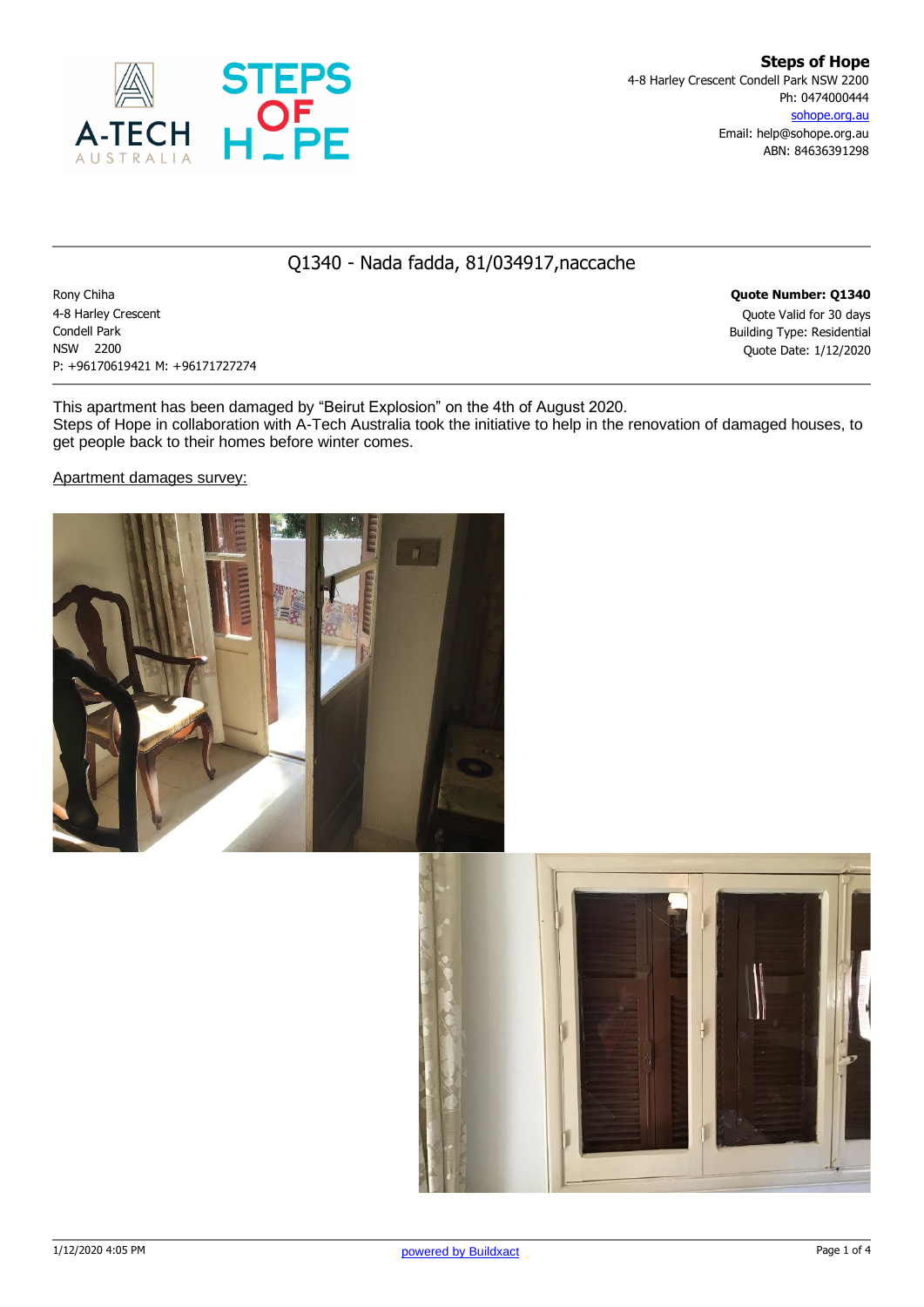**Steps of Hope**
4-8 Harley Crescent Condell Park NSW 2200
Ph: 0474000444
sohope.org.au
Email: help@sohope.org.au
ABN: 84636391298

# Q1340 - Nada fadda, 81/034917,naccache

Rony Chiha
4-8 Harley Crescent
Condell Park
NSW 2200
P: +96170619421 M: +96171727274

**Quote Number: Q1340**
Quote Valid for 30 days
Building Type: Residential
Quote Date: 1/12/2020

This apartment has been damaged by "Beirut Explosion" on the 4th of August 2020.
Steps of Hope in collaboration with A-Tech Australia took the initiative to help in the renovation of damaged houses, to get people back to their homes before winter comes.

Apartment damages survey: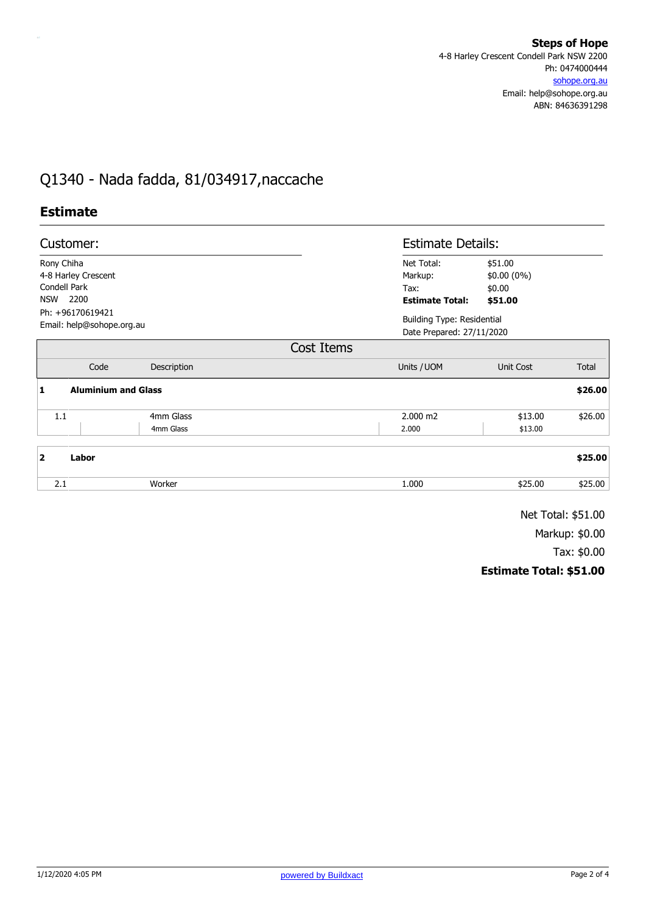**Steps of Hope**
4-8 Harley Crescent Condell Park NSW 2200
Ph: 0474000444
sohope.org.au
Email: help@sohope.org.au
ABN: 84636391298

# Q1340 - Nada fadda, 81/034917,naccache

## Estimate

### Customer:

Rony Chiha
4-8 Harley Crescent
Condell Park
NSW 2200
Ph: +96170619421
Email: help@sohope.org.au

### Estimate Details:

| | |
|---|---|
| Net Total: | $51.00 |
| Markup: | $0.00 (0%) |
| Tax: | $0.00 |
| **Estimate Total:** | **$51.00** |

Building Type: Residential
Date Prepared: 27/11/2020

### Cost Items

| | Code | Description | Units / UOM | Unit Cost | Total |
|---|---|---|---|---|---|
| **1** | **Aluminium and Glass** | | | | **$26.00** |
| 1.1 | | 4mm Glass | 2.000 m2 | $13.00 | $26.00 |
| | | 4mm Glass | 2.000 | $13.00 | |
| **2** | **Labor** | | | | **$25.00** |
| 2.1 | | Worker | 1.000 | $25.00 | $25.00 |

Net Total: $51.00
Markup: $0.00
Tax: $0.00
**Estimate Total: $51.00**

1/12/2020 4:05 PM

powered by Buildxact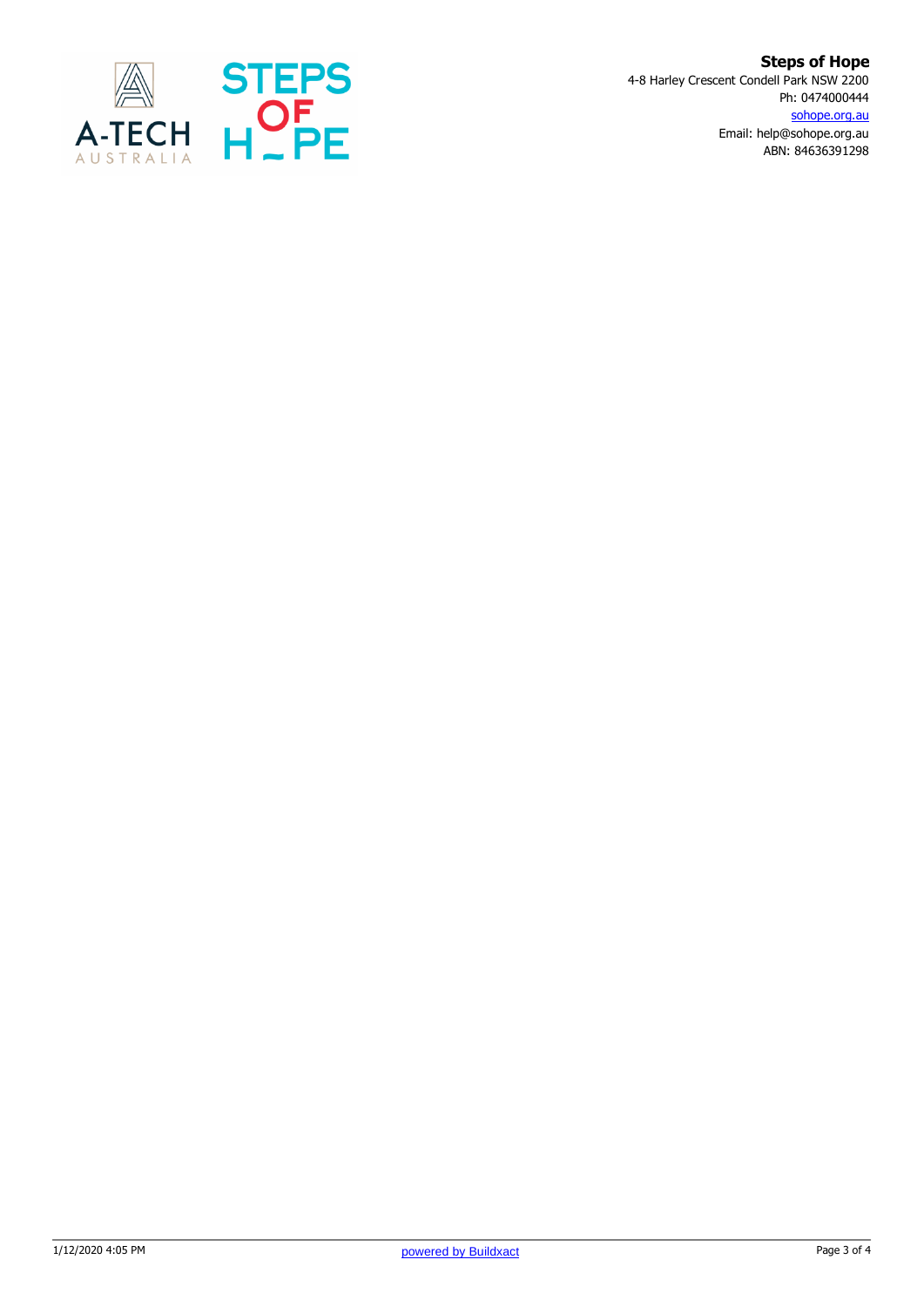**Steps of Hope**

4-8 Harley Crescent Condell Park NSW 2200
Ph: 0474000444
sohope.org.au
Email: help@sohope.org.au
ABN: 84636391298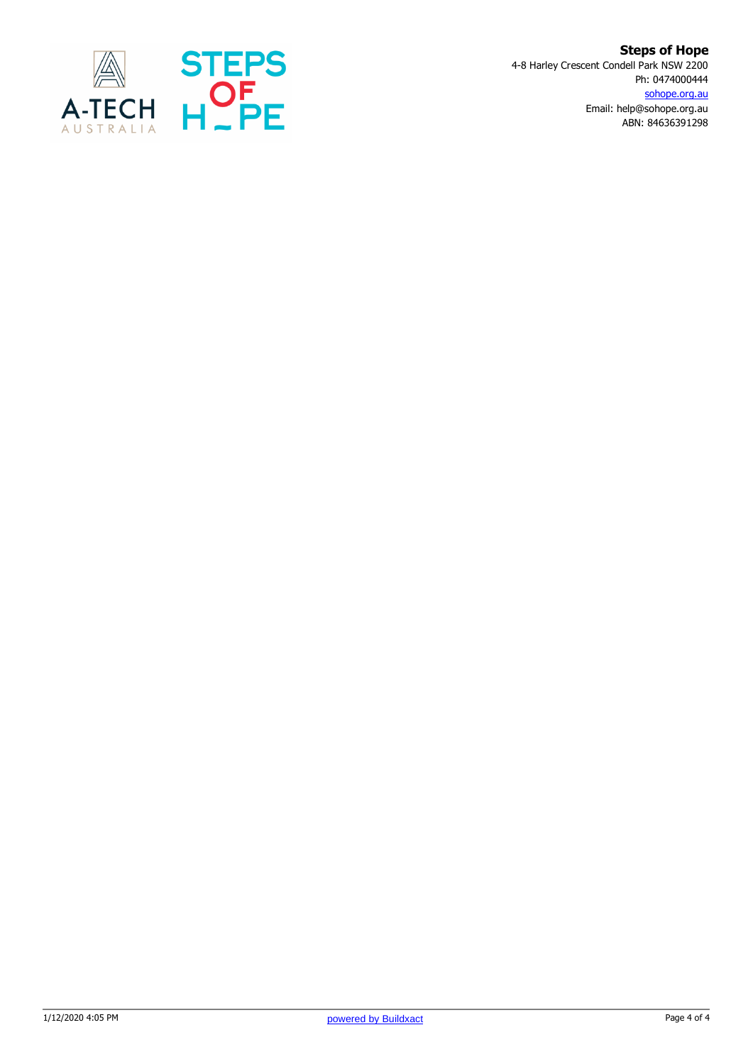**Steps of Hope**
4-8 Harley Crescent Condell Park NSW 2200
Ph: 0474000444
sohope.org.au
Email: help@sohope.org.au
ABN: 84636391298